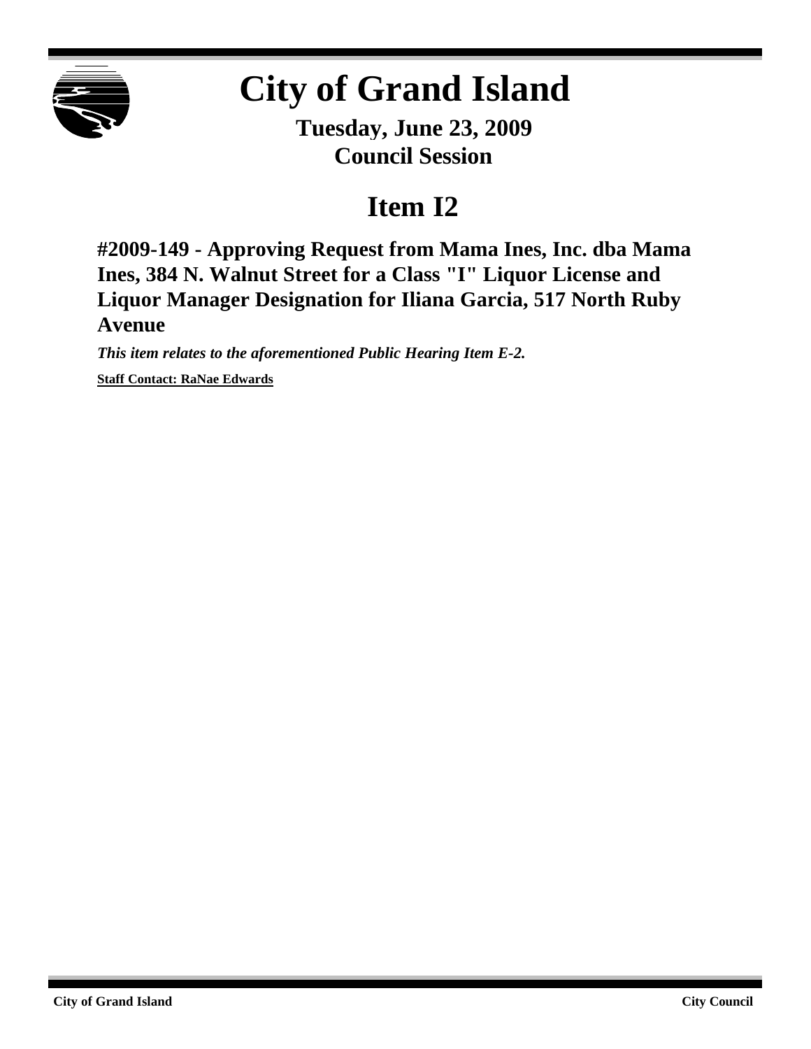# City of Grand Island

**Tuesday, June 23, 2009**
**Council Session**

## Item I2

### #2009-149 - Approving Request from Mama Ines, Inc. dba Mama Ines, 384 N. Walnut Street for a Class "I" Liquor License and Liquor Manager Designation for Iliana Garcia, 517 North Ruby Avenue

***This item relates to the aforementioned Public Hearing Item E-2.***

**Staff Contact: RaNae Edwards**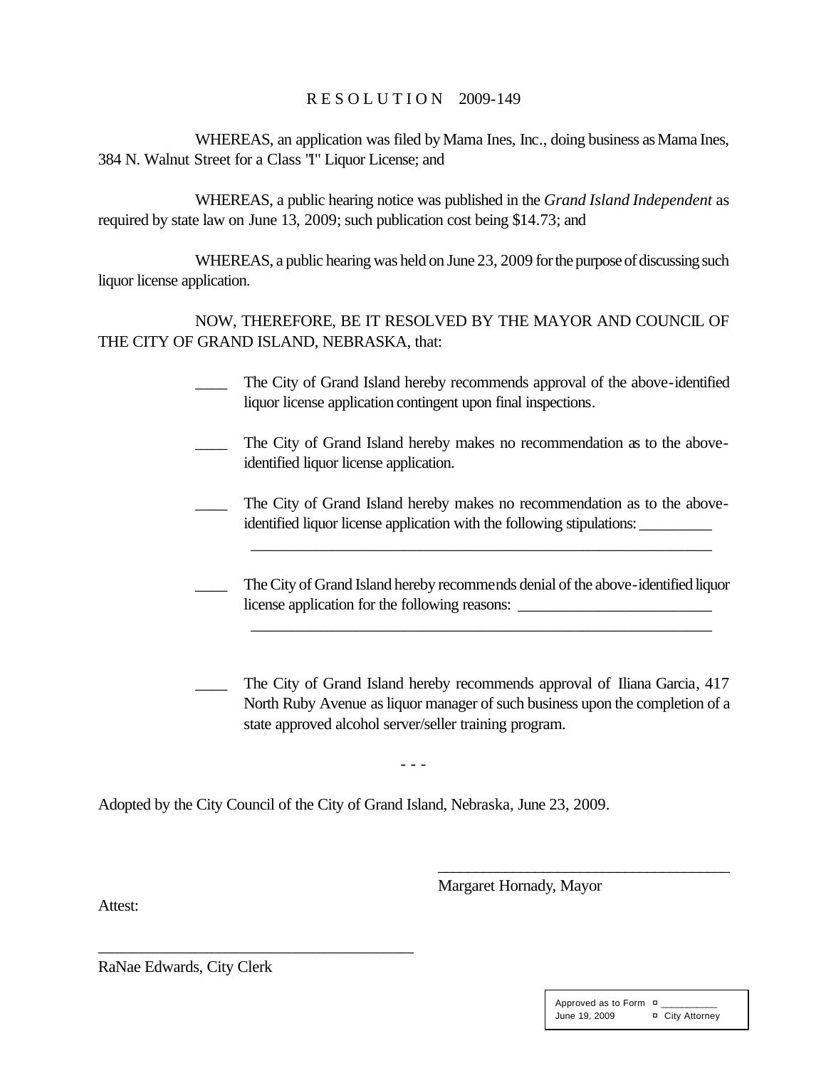# R E S O L U T I O N 2009-149

WHEREAS, an application was filed by Mama Ines, Inc., doing business as Mama Ines, 384 N. Walnut Street for a Class "I" Liquor License; and

WHEREAS, a public hearing notice was published in the *Grand Island Independent* as required by state law on June 13, 2009; such publication cost being $14.73; and

WHEREAS, a public hearing was held on June 23, 2009 for the purpose of discussing such liquor license application.

NOW, THEREFORE, BE IT RESOLVED BY THE MAYOR AND COUNCIL OF THE CITY OF GRAND ISLAND, NEBRASKA, that:

____ The City of Grand Island hereby recommends approval of the above-identified liquor license application contingent upon final inspections.

____ The City of Grand Island hereby makes no recommendation as to the above-identified liquor license application.

____ The City of Grand Island hereby makes no recommendation as to the above-identified liquor license application with the following stipulations: __________
_______________________________________________________________

____ The City of Grand Island hereby recommends denial of the above-identified liquor license application for the following reasons: _________________________
_______________________________________________________________

____ The City of Grand Island hereby recommends approval of Iliana Garcia, 417 North Ruby Avenue as liquor manager of such business upon the completion of a state approved alcohol server/seller training program.

- - -

Adopted by the City Council of the City of Grand Island, Nebraska, June 23, 2009.

_______________________________________
Margaret Hornady, Mayor

Attest:

_______________________________________
RaNae Edwards, City Clerk

Approved as to Form ¤ __________
June 19, 2009 ¤ City Attorney